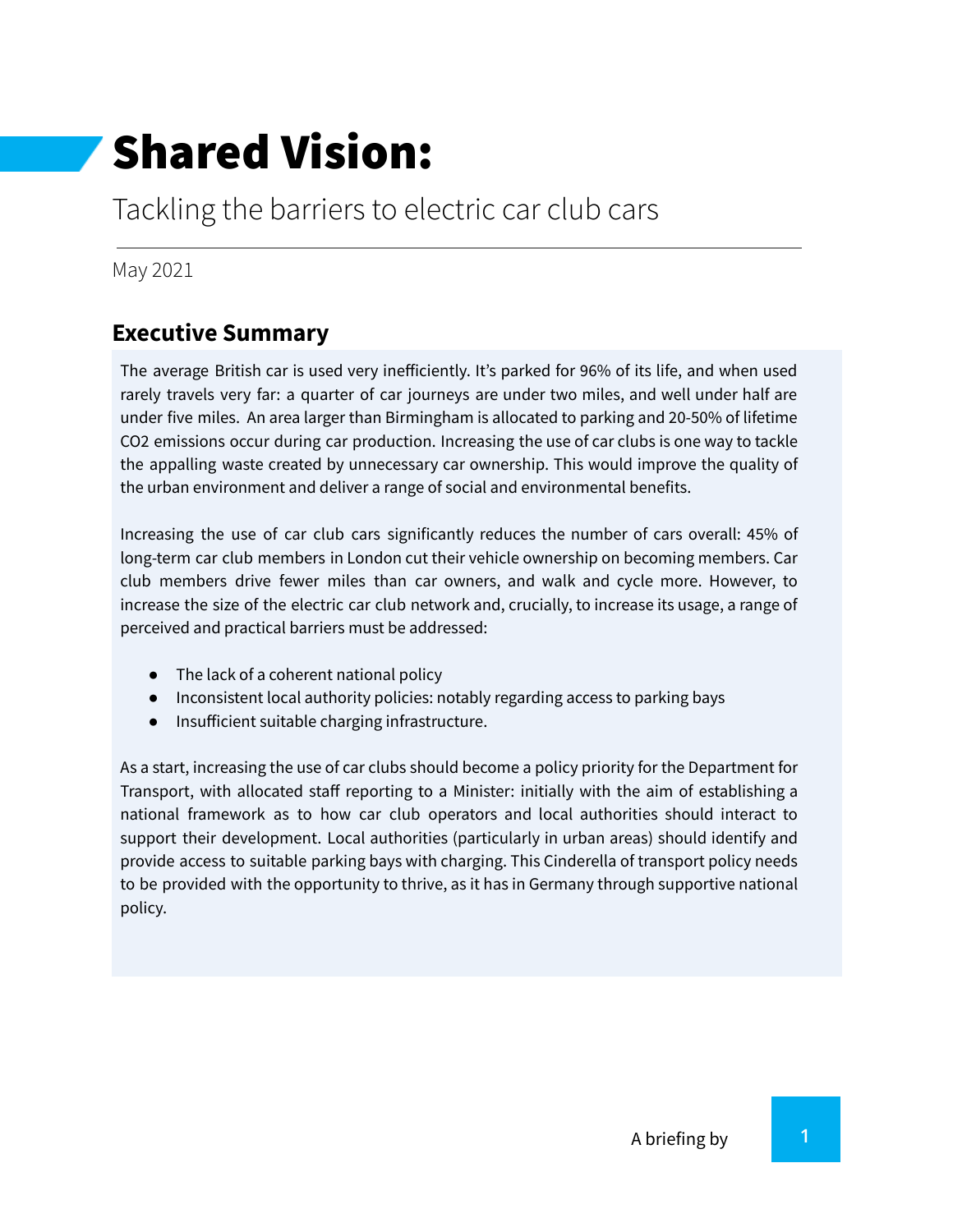# Shared Vision:

Tackling the barriers to electric car club cars

May 2021

## Executive Summary

The average British car is used very inefficiently. It's parked for 96% of its life, and when used rarely travels very far: a quarter of car journeys are under two miles, and well under half are under five miles. An area larger than Birmingham is allocated to parking and 20-50% of lifetime $CO_2$ emissions occur during car production. Increasing the use of car clubs is one way to tackle the appalling waste created by unnecessary car ownership. This would improve the quality of the urban environment and deliver a range of social and environmental benefits.

Increasing the use of car club cars significantly reduces the number of cars overall: 45% of long-term car club members in London cut their vehicle ownership on becoming members. Car club members drive fewer miles than car owners, and walk and cycle more. However, to increase the size of the electric car club network and, crucially, to increase its usage, a range of perceived and practical barriers must be addressed:

- The lack of a coherent national policy
- Inconsistent local authority policies: notably regarding access to parking bays
- Insufficient suitable charging infrastructure.

As a start, increasing the use of car clubs should become a policy priority for the Department for Transport, with allocated staff reporting to a Minister: initially with the aim of establishing a national framework as to how car club operators and local authorities should interact to support their development. Local authorities (particularly in urban areas) should identify and provide access to suitable parking bays with charging. This Cinderella of transport policy needs to be provided with the opportunity to thrive, as it has in Germany through supportive national policy.

A briefing by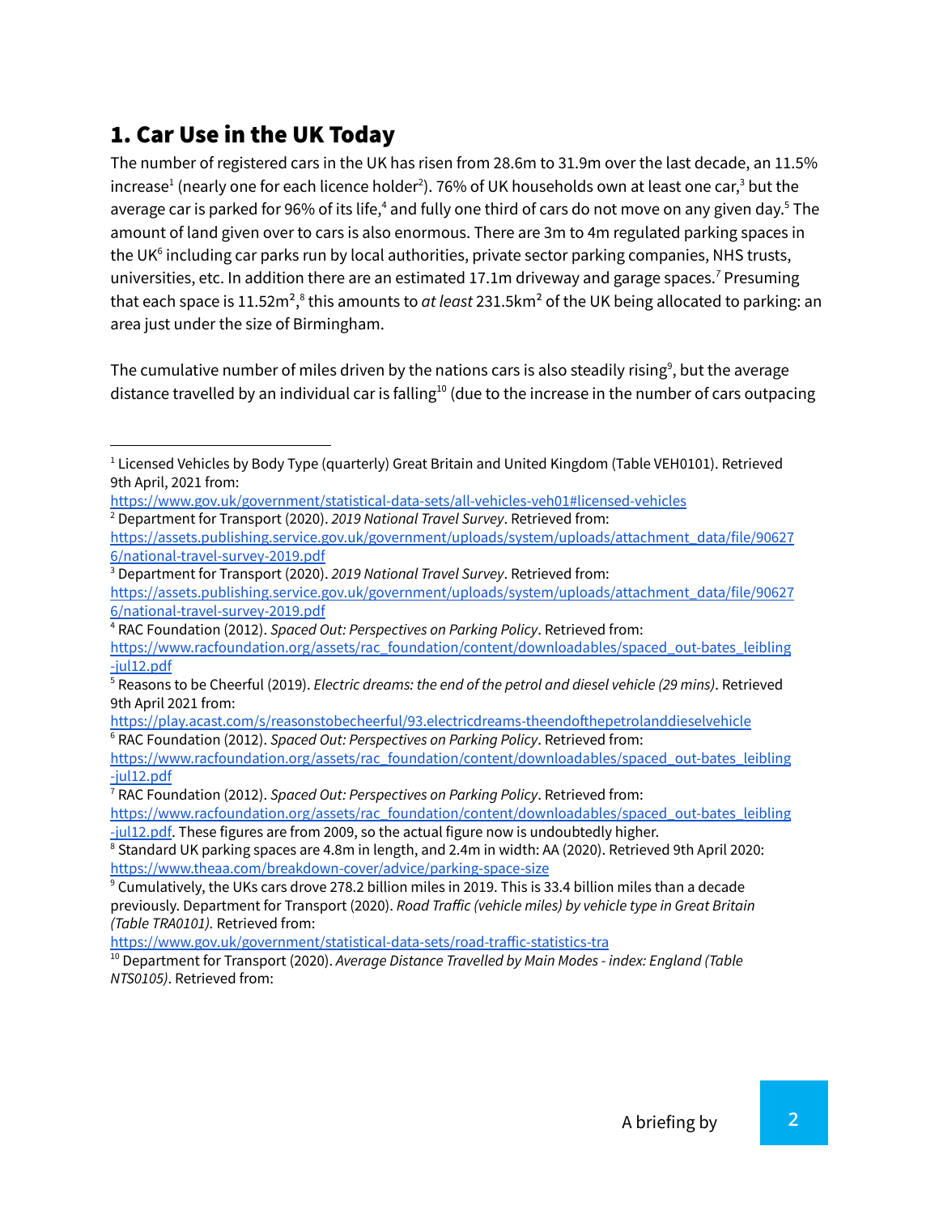## 1. Car Use in the UK Today

The number of registered cars in the UK has risen from 28.6m to 31.9m over the last decade, an 11.5% increase[1] (nearly one for each licence holder[2]). 76% of UK households own at least one car,[3] but the average car is parked for 96% of its life,[4] and fully one third of cars do not move on any given day.[5] The amount of land given over to cars is also enormous. There are 3m to 4m regulated parking spaces in the UK[6] including car parks run by local authorities, private sector parking companies, NHS trusts, universities, etc. In addition there are an estimated 17.1m driveway and garage spaces.[7] Presuming that each space is 11.52m$^2$,[8] this amounts to *at least* 231.5km$^2$ of the UK being allocated to parking: an area just under the size of Birmingham.

The cumulative number of miles driven by the nations cars is also steadily rising[9], but the average distance travelled by an individual car is falling[10] (due to the increase in the number of cars outpacing

---

[1] Licensed Vehicles by Body Type (quarterly) Great Britain and United Kingdom (Table VEH0101). Retrieved 9th April, 2021 from: https://www.gov.uk/government/statistical-data-sets/all-vehicles-veh01#licensed-vehicles

[2] Department for Transport (2020). *2019 National Travel Survey*. Retrieved from: https://assets.publishing.service.gov.uk/government/uploads/system/uploads/attachment_data/file/906276/national-travel-survey-2019.pdf

[3] Department for Transport (2020). *2019 National Travel Survey*. Retrieved from: https://assets.publishing.service.gov.uk/government/uploads/system/uploads/attachment_data/file/906276/national-travel-survey-2019.pdf

[4] RAC Foundation (2012). *Spaced Out: Perspectives on Parking Policy*. Retrieved from: https://www.racfoundation.org/assets/rac_foundation/content/downloadables/spaced_out-bates_leibling-jul12.pdf

[5] Reasons to be Cheerful (2019). *Electric dreams: the end of the petrol and diesel vehicle (29 mins)*. Retrieved 9th April 2021 from: https://play.acast.com/s/reasonstobecheerful/93.electricdreams-theendofthepetrolanddieselvehicle

[6] RAC Foundation (2012). *Spaced Out: Perspectives on Parking Policy*. Retrieved from: https://www.racfoundation.org/assets/rac_foundation/content/downloadables/spaced_out-bates_leibling-jul12.pdf

[7] RAC Foundation (2012). *Spaced Out: Perspectives on Parking Policy*. Retrieved from: https://www.racfoundation.org/assets/rac_foundation/content/downloadables/spaced_out-bates_leibling-jul12.pdf. These figures are from 2009, so the actual figure now is undoubtedly higher.

[8] Standard UK parking spaces are 4.8m in length, and 2.4m in width: AA (2020). Retrieved 9th April 2020: https://www.theaa.com/breakdown-cover/advice/parking-space-size

[9] Cumulatively, the UKs cars drove 278.2 billion miles in 2019. This is 33.4 billion miles than a decade previously. Department for Transport (2020). *Road Traffic (vehicle miles) by vehicle type in Great Britain (Table TRA0101)*. Retrieved from: https://www.gov.uk/government/statistical-data-sets/road-traffic-statistics-tra

[10] Department for Transport (2020). *Average Distance Travelled by Main Modes - index: England (Table NTS0105)*. Retrieved from: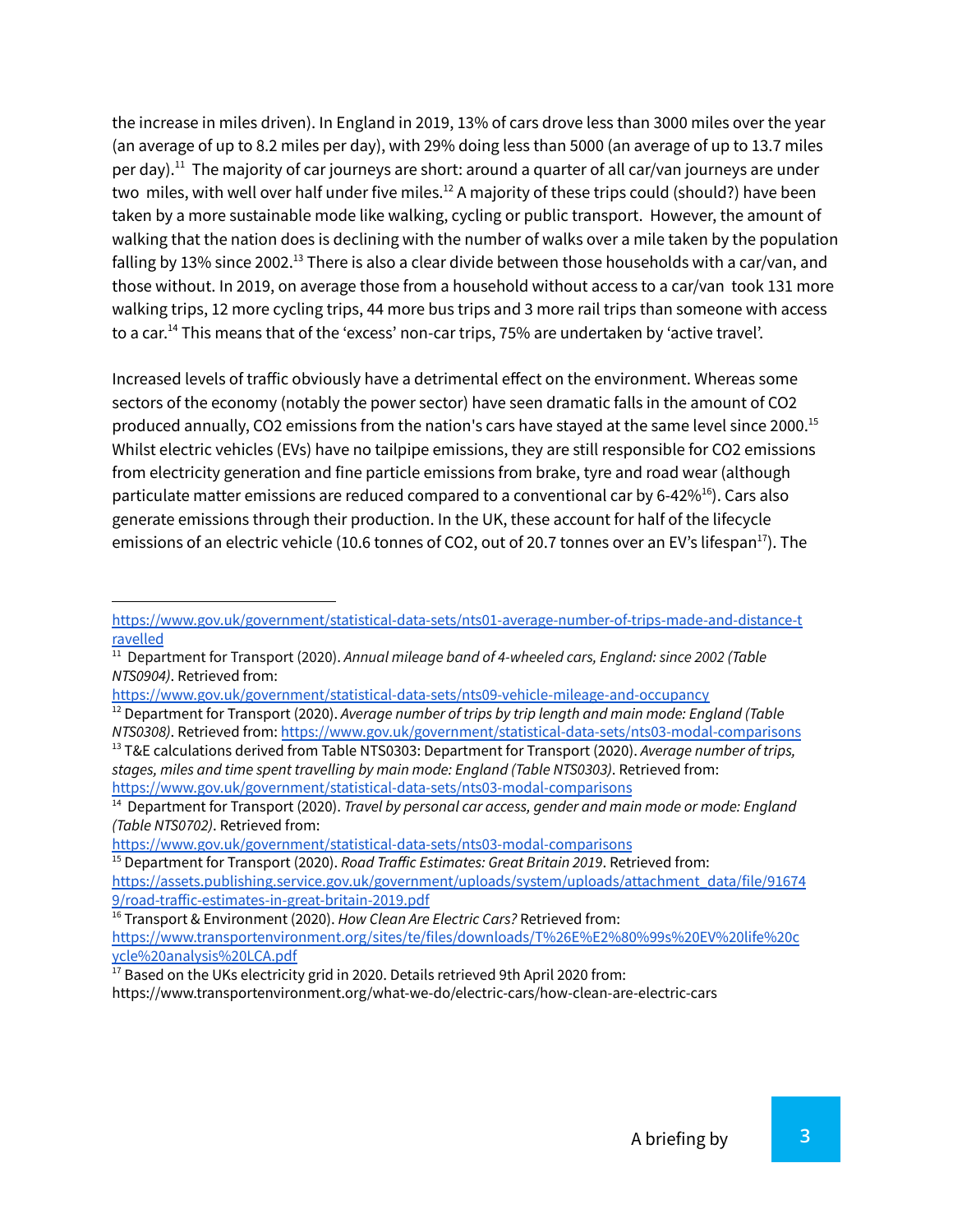the increase in miles driven). In England in 2019, 13% of cars drove less than 3000 miles over the year (an average of up to 8.2 miles per day), with 29% doing less than 5000 (an average of up to 13.7 miles per day).[11] The majority of car journeys are short: around a quarter of all car/van journeys are under two miles, with well over half under five miles.[12] A majority of these trips could (should?) have been taken by a more sustainable mode like walking, cycling or public transport. However, the amount of walking that the nation does is declining with the number of walks over a mile taken by the population falling by 13% since 2002.[13] There is also a clear divide between those households with a car/van, and those without. In 2019, on average those from a household without access to a car/van took 131 more walking trips, 12 more cycling trips, 44 more bus trips and 3 more rail trips than someone with access to a car.[14] This means that of the 'excess' non-car trips, 75% are undertaken by 'active travel'.

Increased levels of traffic obviously have a detrimental effect on the environment. Whereas some sectors of the economy (notably the power sector) have seen dramatic falls in the amount of $CO_2$ produced annually, $CO_2$ emissions from the nation's cars have stayed at the same level since 2000.[15] Whilst electric vehicles (EVs) have no tailpipe emissions, they are still responsible for $CO_2$ emissions from electricity generation and fine particle emissions from brake, tyre and road wear (although particulate matter emissions are reduced compared to a conventional car by 6-42%[16]). Cars also generate emissions through their production. In the UK, these account for half of the lifecycle emissions of an electric vehicle (10.6 tonnes of $CO_2$, out of 20.7 tonnes over an EV's lifespan[17]). The

---

https://www.gov.uk/government/statistical-data-sets/nts01-average-number-of-trips-made-and-distance-travelled

[11] Department for Transport (2020). *Annual mileage band of 4-wheeled cars, England: since 2002 (Table NTS0904)*. Retrieved from: https://www.gov.uk/government/statistical-data-sets/nts09-vehicle-mileage-and-occupancy

[12] Department for Transport (2020). *Average number of trips by trip length and main mode: England (Table NTS0308)*. Retrieved from: https://www.gov.uk/government/statistical-data-sets/nts03-modal-comparisons

[13] T&E calculations derived from Table NTS0303: Department for Transport (2020). *Average number of trips, stages, miles and time spent travelling by main mode: England (Table NTS0303)*. Retrieved from: https://www.gov.uk/government/statistical-data-sets/nts03-modal-comparisons

[14] Department for Transport (2020). *Travel by personal car access, gender and main mode or mode: England (Table NTS0702)*. Retrieved from: https://www.gov.uk/government/statistical-data-sets/nts03-modal-comparisons

[15] Department for Transport (2020). *Road Traffic Estimates: Great Britain 2019*. Retrieved from: https://assets.publishing.service.gov.uk/government/uploads/system/uploads/attachment_data/file/916749/road-traffic-estimates-in-great-britain-2019.pdf

[16] Transport & Environment (2020). *How Clean Are Electric Cars?* Retrieved from: https://www.transportenvironment.org/sites/te/files/downloads/T%26E%E2%80%99s%20EV%20life%20cycle%20analysis%20LCA.pdf

[17] Based on the UKs electricity grid in 2020. Details retrieved 9th April 2020 from: https://www.transportenvironment.org/what-we-do/electric-cars/how-clean-are-electric-cars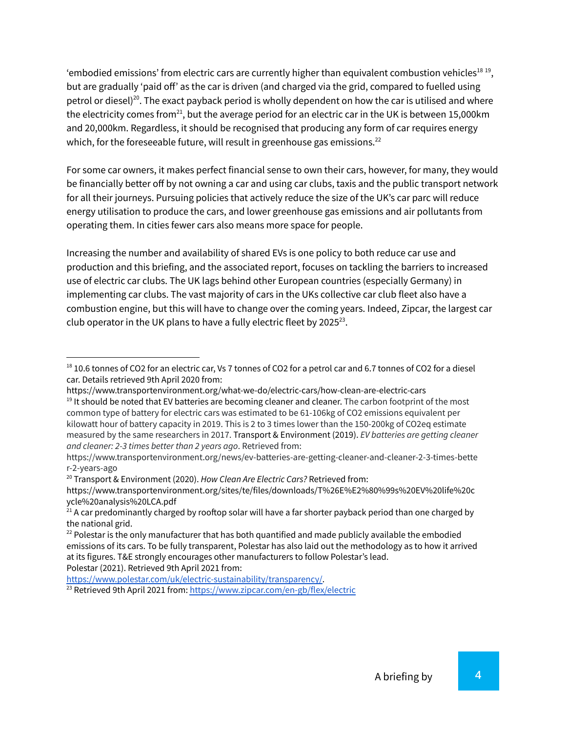'embodied emissions' from electric cars are currently higher than equivalent combustion vehicles[18] [19], but are gradually 'paid off' as the car is driven (and charged via the grid, compared to fuelled using petrol or diesel)[20]. The exact payback period is wholly dependent on how the car is utilised and where the electricity comes from[21], but the average period for an electric car in the UK is between 15,000km and 20,000km. Regardless, it should be recognised that producing any form of car requires energy which, for the foreseeable future, will result in greenhouse gas emissions.[22]

For some car owners, it makes perfect financial sense to own their cars, however, for many, they would be financially better off by not owning a car and using car clubs, taxis and the public transport network for all their journeys. Pursuing policies that actively reduce the size of the UK's car parc will reduce energy utilisation to produce the cars, and lower greenhouse gas emissions and air pollutants from operating them. In cities fewer cars also means more space for people.

Increasing the number and availability of shared EVs is one policy to both reduce car use and production and this briefing, and the associated report, focuses on tackling the barriers to increased use of electric car clubs. The UK lags behind other European countries (especially Germany) in implementing car clubs. The vast majority of cars in the UKs collective car club fleet also have a combustion engine, but this will have to change over the coming years. Indeed, Zipcar, the largest car club operator in the UK plans to have a fully electric fleet by 2025[23].

---

[18] 10.6 tonnes of CO2 for an electric car, Vs 7 tonnes of CO2 for a petrol car and 6.7 tonnes of CO2 for a diesel car. Details retrieved 9th April 2020 from: https://www.transportenvironment.org/what-we-do/electric-cars/how-clean-are-electric-cars

[19] It should be noted that EV batteries are becoming cleaner and cleaner. The carbon footprint of the most common type of battery for electric cars was estimated to be 61-106kg of CO2 emissions equivalent per kilowatt hour of battery capacity in 2019. This is 2 to 3 times lower than the 150-200kg of CO2eq estimate measured by the same researchers in 2017. Transport & Environment (2019). *EV batteries are getting cleaner and cleaner: 2-3 times better than 2 years ago*. Retrieved from: https://www.transportenvironment.org/news/ev-batteries-are-getting-cleaner-and-cleaner-2-3-times-better-2-years-ago

[20] Transport & Environment (2020). *How Clean Are Electric Cars?* Retrieved from: https://www.transportenvironment.org/sites/te/files/downloads/T%26E%E2%80%99s%20EV%20life%20cycle%20analysis%20LCA.pdf

[21] A car predominantly charged by rooftop solar will have a far shorter payback period than one charged by the national grid.

[22] Polestar is the only manufacturer that has both quantified and made publicly available the embodied emissions of its cars. To be fully transparent, Polestar has also laid out the methodology as to how it arrived at its figures. T&E strongly encourages other manufacturers to follow Polestar's lead. Polestar (2021). Retrieved 9th April 2021 from: https://www.polestar.com/uk/electric-sustainability/transparency/.

[23] Retrieved 9th April 2021 from: https://www.zipcar.com/en-gb/flex/electric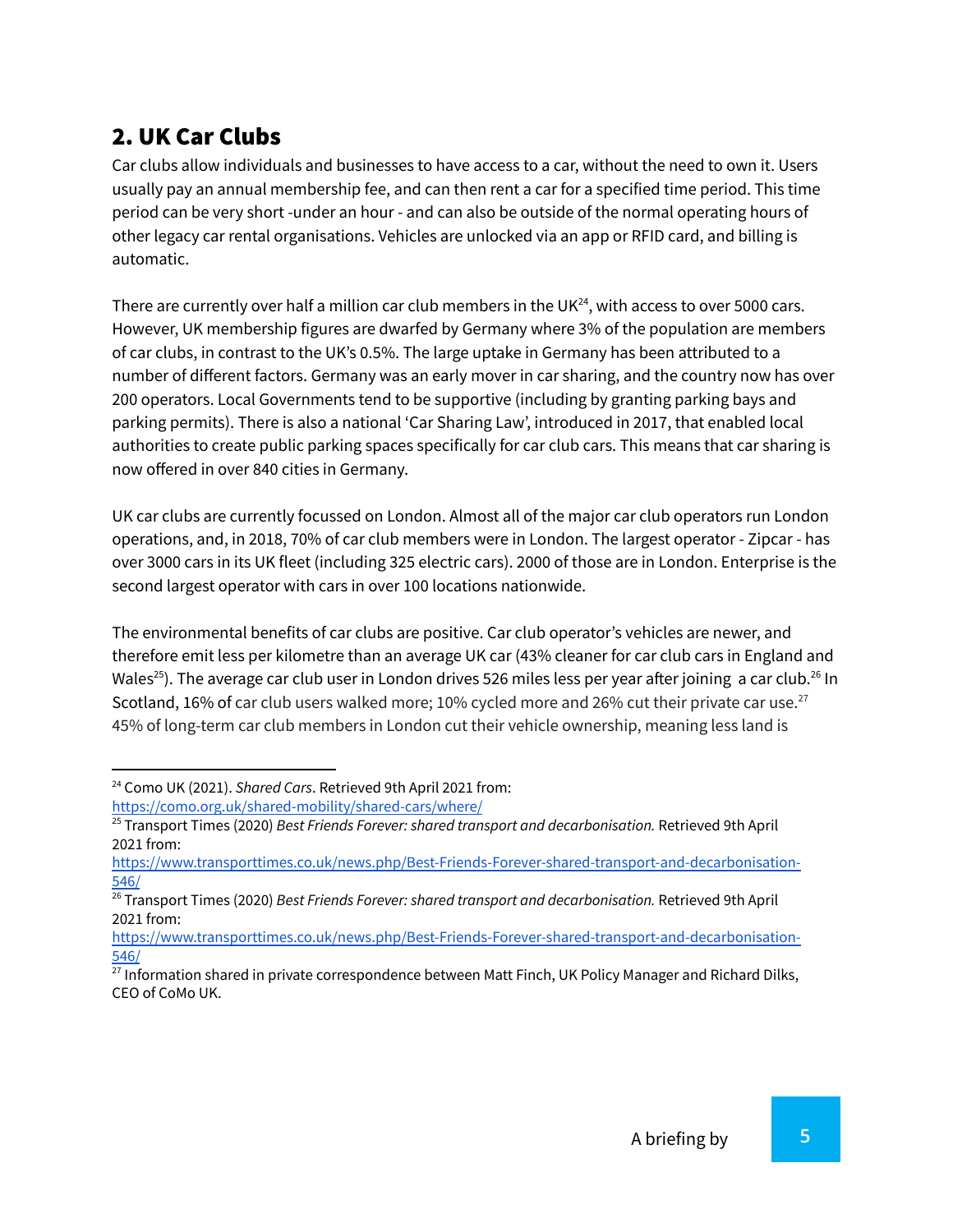## 2. UK Car Clubs

Car clubs allow individuals and businesses to have access to a car, without the need to own it. Users usually pay an annual membership fee, and can then rent a car for a specified time period. This time period can be very short -under an hour - and can also be outside of the normal operating hours of other legacy car rental organisations. Vehicles are unlocked via an app or RFID card, and billing is automatic.

There are currently over half a million car club members in the UK[24], with access to over 5000 cars. However, UK membership figures are dwarfed by Germany where 3% of the population are members of car clubs, in contrast to the UK's 0.5%. The large uptake in Germany has been attributed to a number of different factors. Germany was an early mover in car sharing, and the country now has over 200 operators. Local Governments tend to be supportive (including by granting parking bays and parking permits). There is also a national 'Car Sharing Law', introduced in 2017, that enabled local authorities to create public parking spaces specifically for car club cars. This means that car sharing is now offered in over 840 cities in Germany.

UK car clubs are currently focussed on London. Almost all of the major car club operators run London operations, and, in 2018, 70% of car club members were in London. The largest operator - Zipcar - has over 3000 cars in its UK fleet (including 325 electric cars). 2000 of those are in London. Enterprise is the second largest operator with cars in over 100 locations nationwide.

The environmental benefits of car clubs are positive. Car club operator's vehicles are newer, and therefore emit less per kilometre than an average UK car (43% cleaner for car club cars in England and Wales[25]). The average car club user in London drives 526 miles less per year after joining a car club.[26] In Scotland, 16% of car club users walked more; 10% cycled more and 26% cut their private car use.[27] 45% of long-term car club members in London cut their vehicle ownership, meaning less land is

---

[24] Como UK (2021). *Shared Cars*. Retrieved 9th April 2021 from: https://como.org.uk/shared-mobility/shared-cars/where/

[25] Transport Times (2020) *Best Friends Forever: shared transport and decarbonisation.* Retrieved 9th April 2021 from: https://www.transporttimes.co.uk/news.php/Best-Friends-Forever-shared-transport-and-decarbonisation-546/

[26] Transport Times (2020) *Best Friends Forever: shared transport and decarbonisation.* Retrieved 9th April 2021 from: https://www.transporttimes.co.uk/news.php/Best-Friends-Forever-shared-transport-and-decarbonisation-546/

[27] Information shared in private correspondence between Matt Finch, UK Policy Manager and Richard Dilks, CEO of CoMo UK.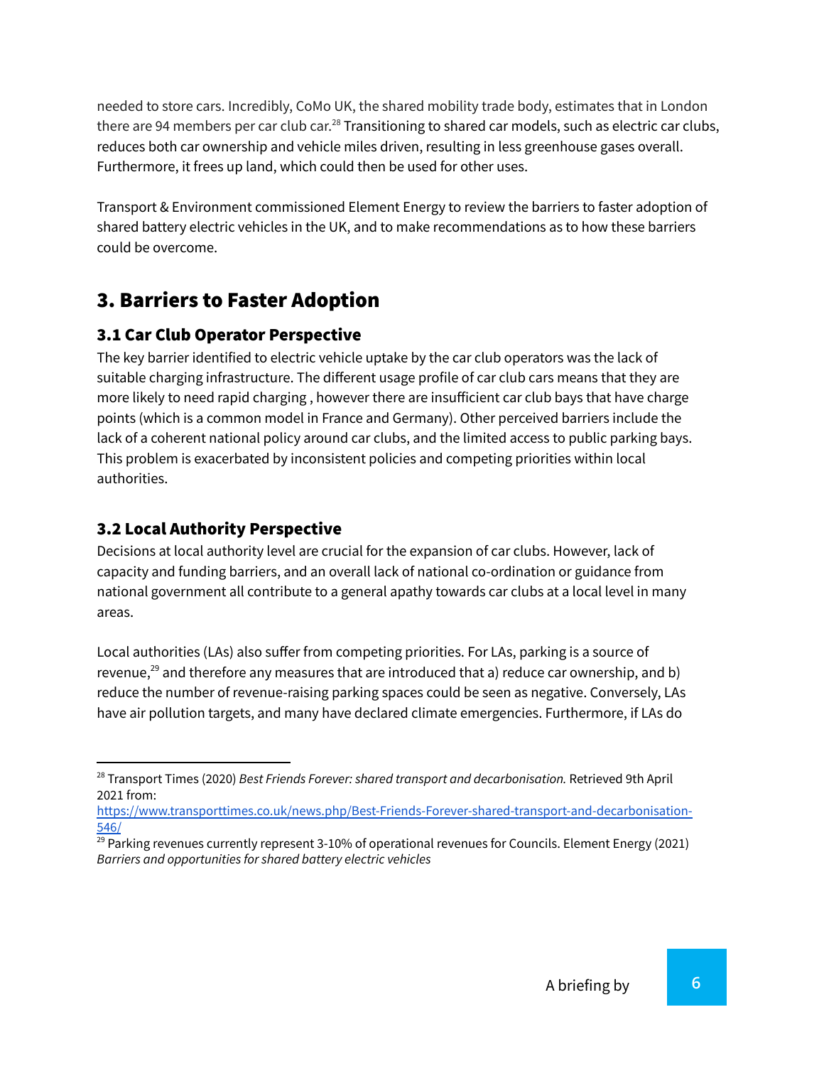needed to store cars. Incredibly, CoMo UK, the shared mobility trade body, estimates that in London there are 94 members per car club car.[28] Transitioning to shared car models, such as electric car clubs, reduces both car ownership and vehicle miles driven, resulting in less greenhouse gases overall. Furthermore, it frees up land, which could then be used for other uses.

Transport & Environment commissioned Element Energy to review the barriers to faster adoption of shared battery electric vehicles in the UK, and to make recommendations as to how these barriers could be overcome.

## 3. Barriers to Faster Adoption

### 3.1 Car Club Operator Perspective

The key barrier identified to electric vehicle uptake by the car club operators was the lack of suitable charging infrastructure. The different usage profile of car club cars means that they are more likely to need rapid charging , however there are insufficient car club bays that have charge points (which is a common model in France and Germany). Other perceived barriers include the lack of a coherent national policy around car clubs, and the limited access to public parking bays. This problem is exacerbated by inconsistent policies and competing priorities within local authorities.

### 3.2 Local Authority Perspective

Decisions at local authority level are crucial for the expansion of car clubs. However, lack of capacity and funding barriers, and an overall lack of national co-ordination or guidance from national government all contribute to a general apathy towards car clubs at a local level in many areas.

Local authorities (LAs) also suffer from competing priorities. For LAs, parking is a source of revenue,[29] and therefore any measures that are introduced that a) reduce car ownership, and b) reduce the number of revenue-raising parking spaces could be seen as negative. Conversely, LAs have air pollution targets, and many have declared climate emergencies. Furthermore, if LAs do

---

[28] Transport Times (2020) *Best Friends Forever: shared transport and decarbonisation.* Retrieved 9th April 2021 from: https://www.transporttimes.co.uk/news.php/Best-Friends-Forever-shared-transport-and-decarbonisation-546/

[29] Parking revenues currently represent 3-10% of operational revenues for Councils. Element Energy (2021) *Barriers and opportunities for shared battery electric vehicles*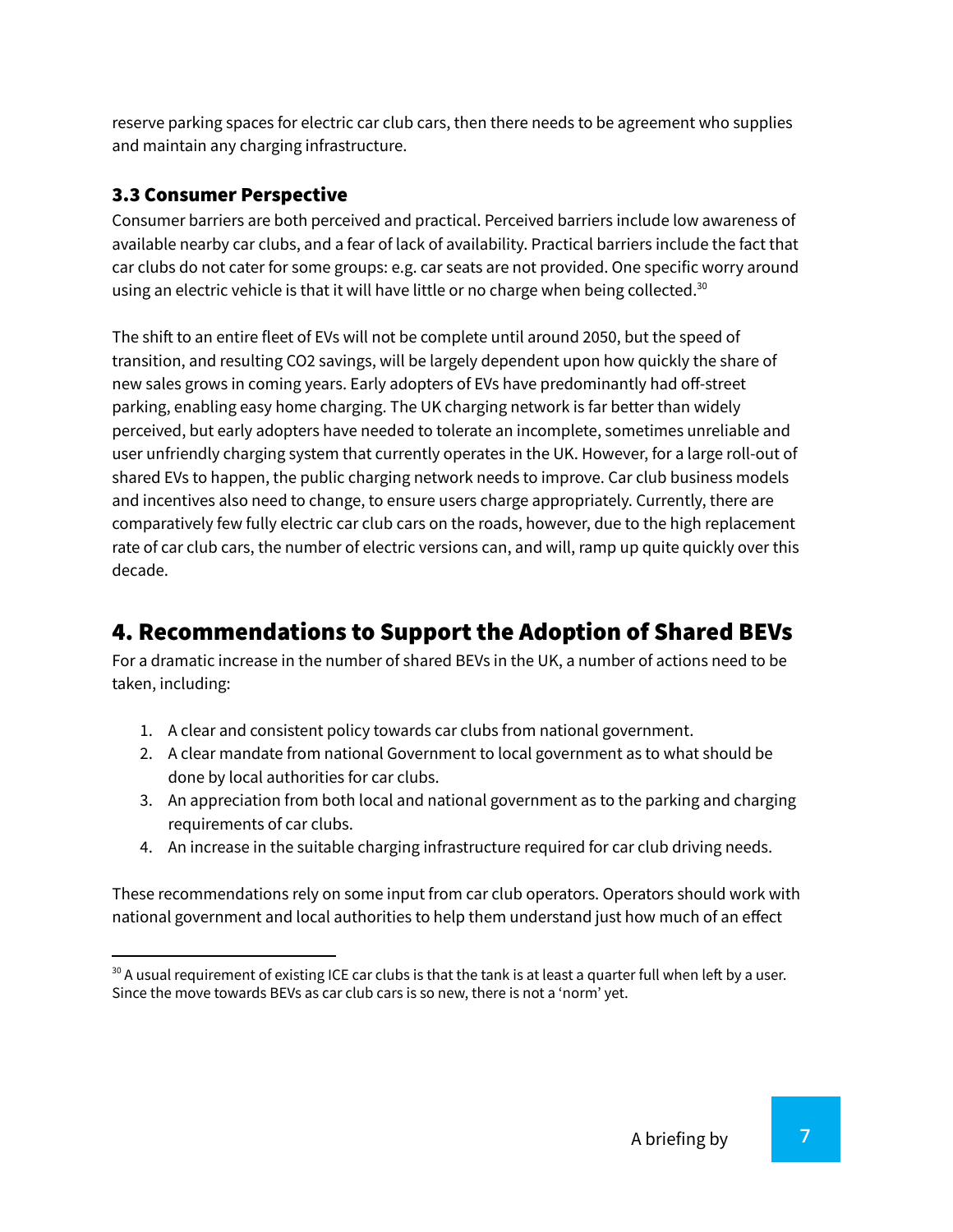reserve parking spaces for electric car club cars, then there needs to be agreement who supplies and maintain any charging infrastructure.

### 3.3 Consumer Perspective

Consumer barriers are both perceived and practical. Perceived barriers include low awareness of available nearby car clubs, and a fear of lack of availability. Practical barriers include the fact that car clubs do not cater for some groups: e.g. car seats are not provided. One specific worry around using an electric vehicle is that it will have little or no charge when being collected.[30]

The shift to an entire fleet of EVs will not be complete until around 2050, but the speed of transition, and resulting CO2 savings, will be largely dependent upon how quickly the share of new sales grows in coming years. Early adopters of EVs have predominantly had off-street parking, enabling easy home charging. The UK charging network is far better than widely perceived, but early adopters have needed to tolerate an incomplete, sometimes unreliable and user unfriendly charging system that currently operates in the UK. However, for a large roll-out of shared EVs to happen, the public charging network needs to improve. Car club business models and incentives also need to change, to ensure users charge appropriately. Currently, there are comparatively few fully electric car club cars on the roads, however, due to the high replacement rate of car club cars, the number of electric versions can, and will, ramp up quite quickly over this decade.

## 4. Recommendations to Support the Adoption of Shared BEVs

For a dramatic increase in the number of shared BEVs in the UK, a number of actions need to be taken, including:

1. A clear and consistent policy towards car clubs from national government.
2. A clear mandate from national Government to local government as to what should be done by local authorities for car clubs.
3. An appreciation from both local and national government as to the parking and charging requirements of car clubs.
4. An increase in the suitable charging infrastructure required for car club driving needs.

These recommendations rely on some input from car club operators. Operators should work with national government and local authorities to help them understand just how much of an effect

[30] A usual requirement of existing ICE car clubs is that the tank is at least a quarter full when left by a user. Since the move towards BEVs as car club cars is so new, there is not a 'norm' yet.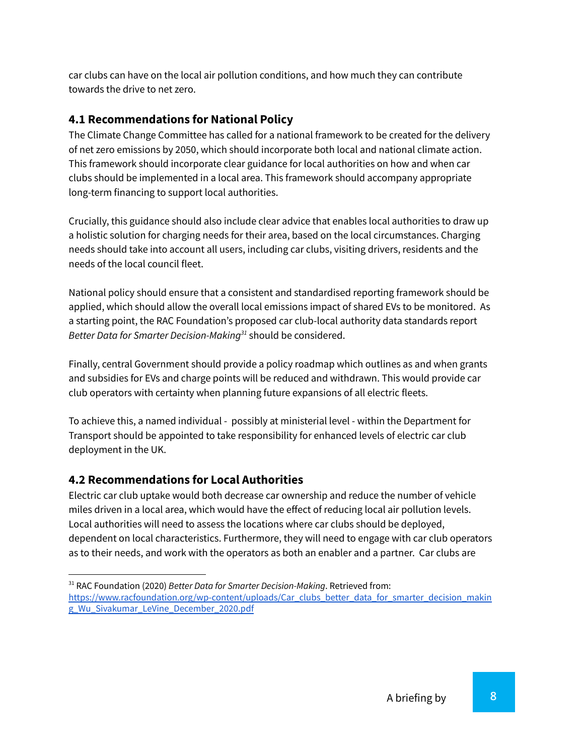car clubs can have on the local air pollution conditions, and how much they can contribute towards the drive to net zero.

### 4.1 Recommendations for National Policy

The Climate Change Committee has called for a national framework to be created for the delivery of net zero emissions by 2050, which should incorporate both local and national climate action. This framework should incorporate clear guidance for local authorities on how and when car clubs should be implemented in a local area. This framework should accompany appropriate long-term financing to support local authorities.

Crucially, this guidance should also include clear advice that enables local authorities to draw up a holistic solution for charging needs for their area, based on the local circumstances. Charging needs should take into account all users, including car clubs, visiting drivers, residents and the needs of the local council fleet.

National policy should ensure that a consistent and standardised reporting framework should be applied, which should allow the overall local emissions impact of shared EVs to be monitored. As a starting point, the RAC Foundation's proposed car club-local authority data standards report *Better Data for Smarter Decision-Making*[31] should be considered.

Finally, central Government should provide a policy roadmap which outlines as and when grants and subsidies for EVs and charge points will be reduced and withdrawn. This would provide car club operators with certainty when planning future expansions of all electric fleets.

To achieve this, a named individual - possibly at ministerial level - within the Department for Transport should be appointed to take responsibility for enhanced levels of electric car club deployment in the UK.

### 4.2 Recommendations for Local Authorities

Electric car club uptake would both decrease car ownership and reduce the number of vehicle miles driven in a local area, which would have the effect of reducing local air pollution levels. Local authorities will need to assess the locations where car clubs should be deployed, dependent on local characteristics. Furthermore, they will need to engage with car club operators as to their needs, and work with the operators as both an enabler and a partner. Car clubs are

---

[31] RAC Foundation (2020) *Better Data for Smarter Decision-Making*. Retrieved from: https://www.racfoundation.org/wp-content/uploads/Car_clubs_better_data_for_smarter_decision_making_Wu_Sivakumar_LeVine_December_2020.pdf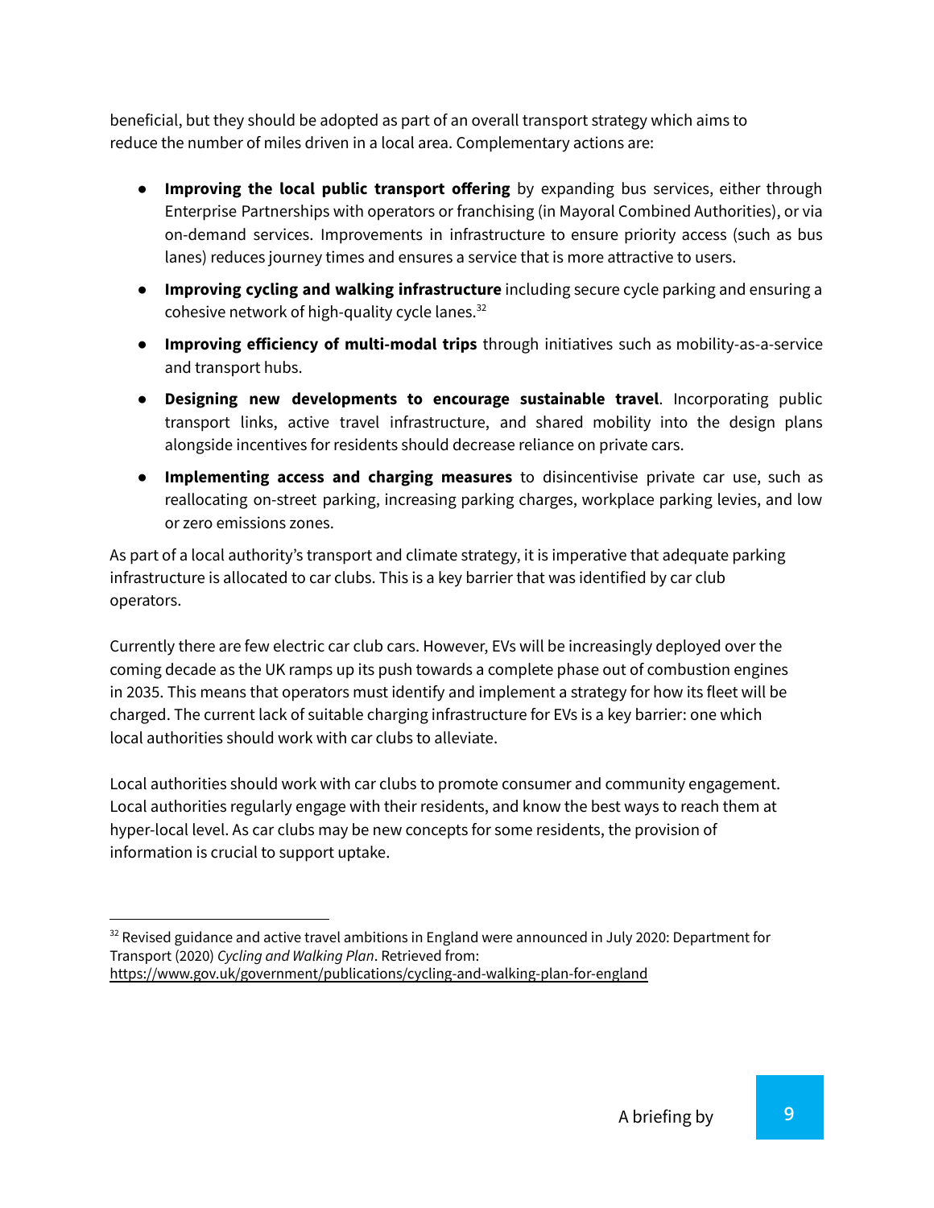beneficial, but they should be adopted as part of an overall transport strategy which aims to reduce the number of miles driven in a local area. Complementary actions are:

- **Improving the local public transport offering** by expanding bus services, either through Enterprise Partnerships with operators or franchising (in Mayoral Combined Authorities), or via on-demand services. Improvements in infrastructure to ensure priority access (such as bus lanes) reduces journey times and ensures a service that is more attractive to users.
- **Improving cycling and walking infrastructure** including secure cycle parking and ensuring a cohesive network of high-quality cycle lanes.[32]
- **Improving efficiency of multi-modal trips** through initiatives such as mobility-as-a-service and transport hubs.
- **Designing new developments to encourage sustainable travel**. Incorporating public transport links, active travel infrastructure, and shared mobility into the design plans alongside incentives for residents should decrease reliance on private cars.
- **Implementing access and charging measures** to disincentivise private car use, such as reallocating on-street parking, increasing parking charges, workplace parking levies, and low or zero emissions zones.

As part of a local authority's transport and climate strategy, it is imperative that adequate parking infrastructure is allocated to car clubs. This is a key barrier that was identified by car club operators.

Currently there are few electric car club cars. However, EVs will be increasingly deployed over the coming decade as the UK ramps up its push towards a complete phase out of combustion engines in 2035. This means that operators must identify and implement a strategy for how its fleet will be charged. The current lack of suitable charging infrastructure for EVs is a key barrier: one which local authorities should work with car clubs to alleviate.

Local authorities should work with car clubs to promote consumer and community engagement. Local authorities regularly engage with their residents, and know the best ways to reach them at hyper-local level. As car clubs may be new concepts for some residents, the provision of information is crucial to support uptake.

---

[32] Revised guidance and active travel ambitions in England were announced in July 2020: Department for Transport (2020) *Cycling and Walking Plan*. Retrieved from: https://www.gov.uk/government/publications/cycling-and-walking-plan-for-england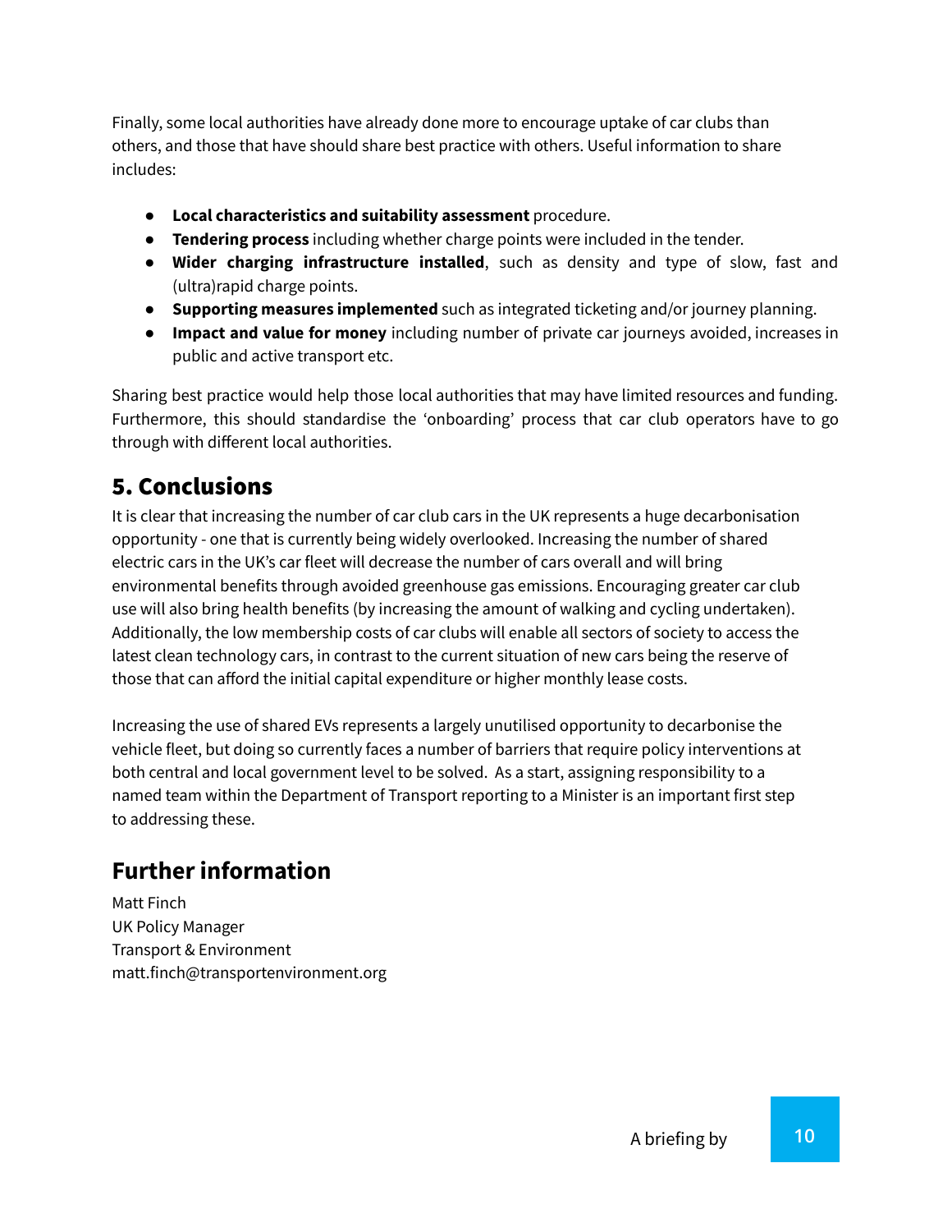Finally, some local authorities have already done more to encourage uptake of car clubs than others, and those that have should share best practice with others. Useful information to share includes:

- **Local characteristics and suitability assessment** procedure.
- **Tendering process** including whether charge points were included in the tender.
- **Wider charging infrastructure installed**, such as density and type of slow, fast and (ultra)rapid charge points.
- **Supporting measures implemented** such as integrated ticketing and/or journey planning.
- **Impact and value for money** including number of private car journeys avoided, increases in public and active transport etc.

Sharing best practice would help those local authorities that may have limited resources and funding. Furthermore, this should standardise the 'onboarding' process that car club operators have to go through with different local authorities.

## 5. Conclusions

It is clear that increasing the number of car club cars in the UK represents a huge decarbonisation opportunity - one that is currently being widely overlooked. Increasing the number of shared electric cars in the UK's car fleet will decrease the number of cars overall and will bring environmental benefits through avoided greenhouse gas emissions. Encouraging greater car club use will also bring health benefits (by increasing the amount of walking and cycling undertaken). Additionally, the low membership costs of car clubs will enable all sectors of society to access the latest clean technology cars, in contrast to the current situation of new cars being the reserve of those that can afford the initial capital expenditure or higher monthly lease costs.

Increasing the use of shared EVs represents a largely unutilised opportunity to decarbonise the vehicle fleet, but doing so currently faces a number of barriers that require policy interventions at both central and local government level to be solved. As a start, assigning responsibility to a named team within the Department of Transport reporting to a Minister is an important first step to addressing these.

## Further information

Matt Finch
UK Policy Manager
Transport & Environment
matt.finch@transportenvironment.org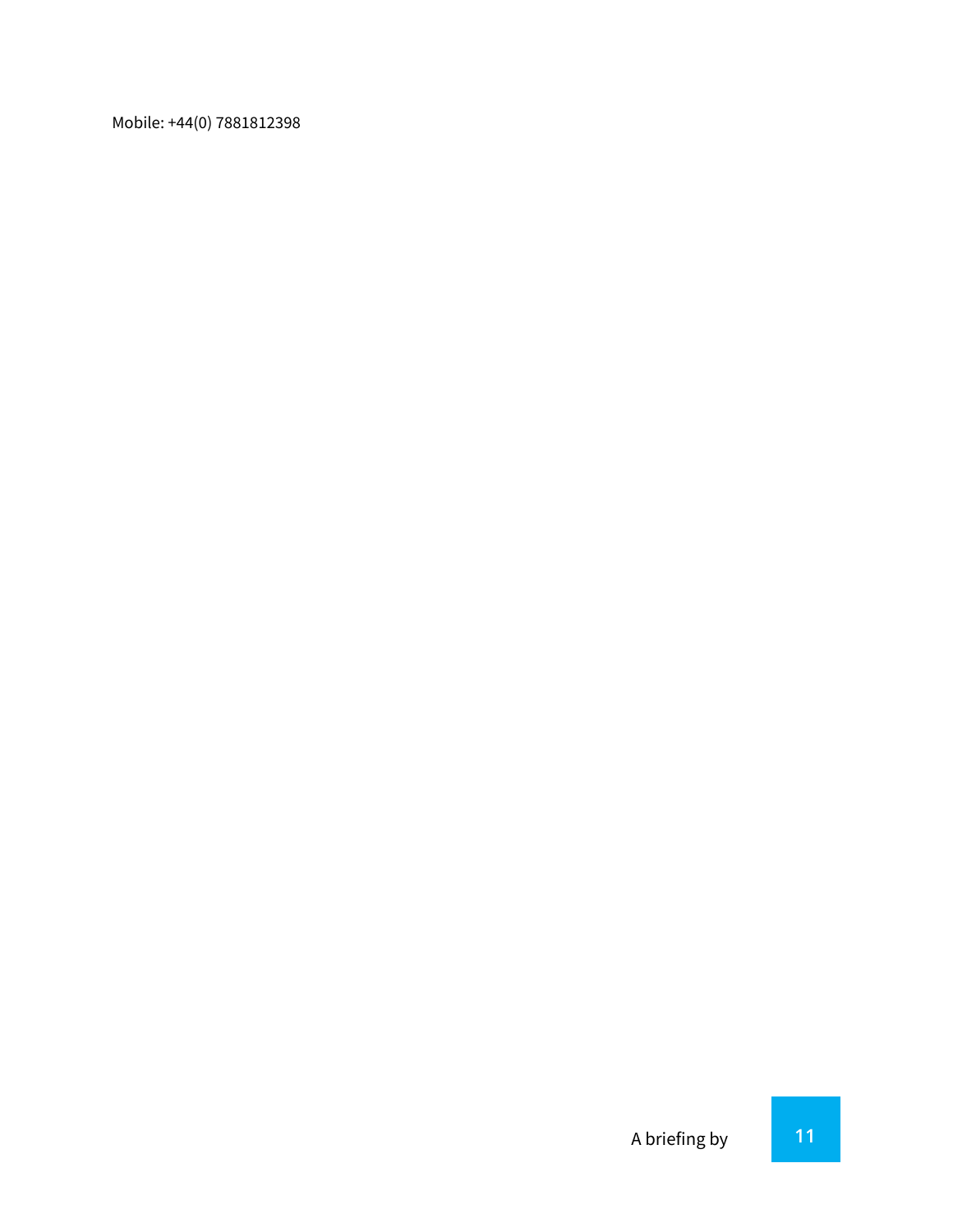Mobile: +44(0) 7881812398